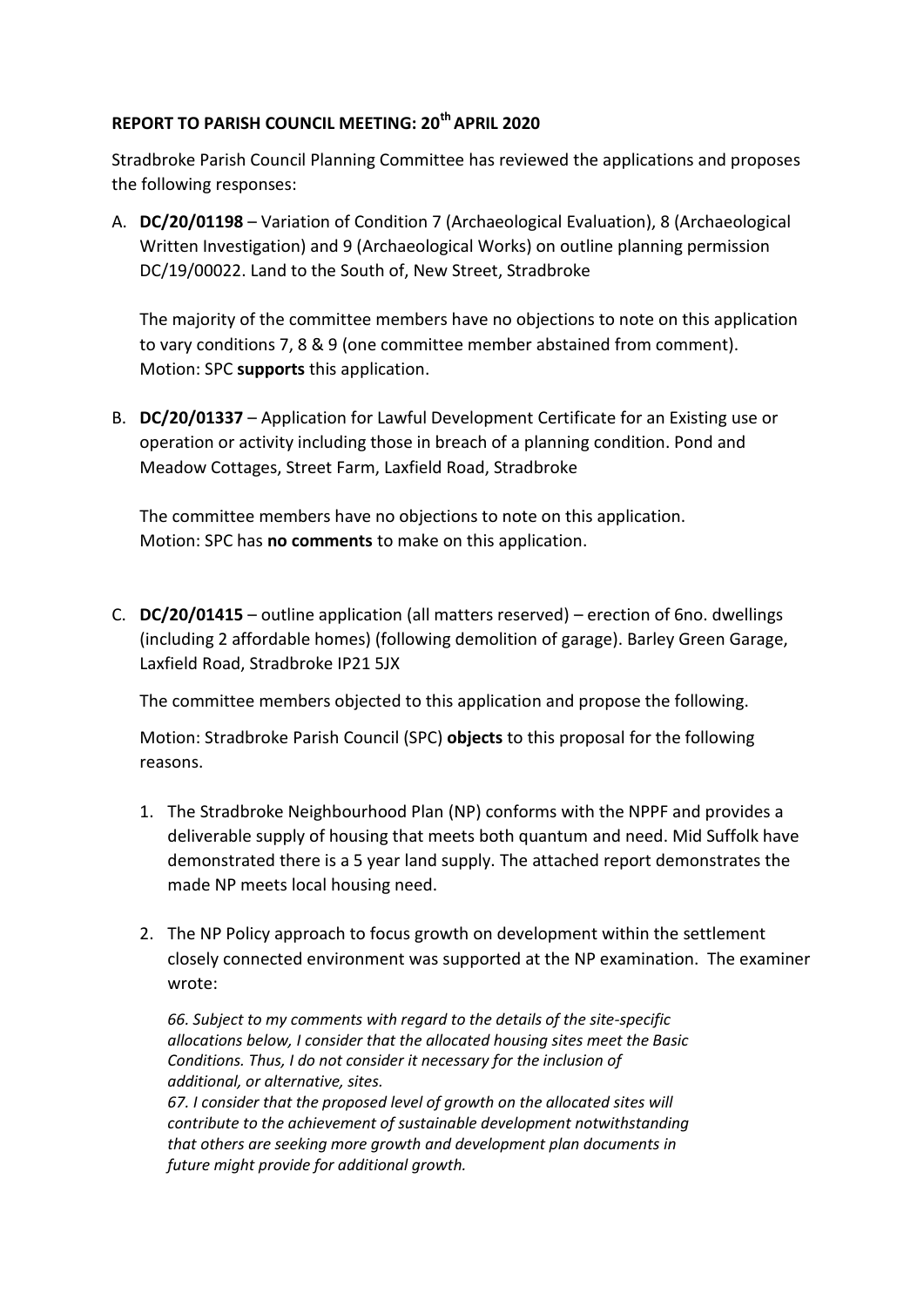**REPORT TO PARISH COUNCIL MEETING: 20th APRIL 2020**

Stradbroke Parish Council Planning Committee has reviewed the applications and proposes the following responses:

A. **DC/20/01198** – Variation of Condition 7 (Archaeological Evaluation), 8 (Archaeological Written Investigation) and 9 (Archaeological Works) on outline planning permission DC/19/00022. Land to the South of, New Street, Stradbroke

   The majority of the committee members have no objections to note on this application to vary conditions 7, 8 & 9 (one committee member abstained from comment).
   Motion: SPC **supports** this application.

B. **DC/20/01337** – Application for Lawful Development Certificate for an Existing use or operation or activity including those in breach of a planning condition. Pond and Meadow Cottages, Street Farm, Laxfield Road, Stradbroke

   The committee members have no objections to note on this application.
   Motion: SPC has **no comments** to make on this application.

C. **DC/20/01415** – outline application (all matters reserved) – erection of 6no. dwellings (including 2 affordable homes) (following demolition of garage). Barley Green Garage, Laxfield Road, Stradbroke IP21 5JX

   The committee members objected to this application and propose the following.

   Motion: Stradbroke Parish Council (SPC) **objects** to this proposal for the following reasons.

   1. The Stradbroke Neighbourhood Plan (NP) conforms with the NPPF and provides a deliverable supply of housing that meets both quantum and need. Mid Suffolk have demonstrated there is a 5 year land supply. The attached report demonstrates the made NP meets local housing need.

   2. The NP Policy approach to focus growth on development within the settlement closely connected environment was supported at the NP examination. The examiner wrote:

      *66. Subject to my comments with regard to the details of the site-specific allocations below, I consider that the allocated housing sites meet the Basic Conditions. Thus, I do not consider it necessary for the inclusion of additional, or alternative, sites.*
      *67. I consider that the proposed level of growth on the allocated sites will contribute to the achievement of sustainable development notwithstanding that others are seeking more growth and development plan documents in future might provide for additional growth.*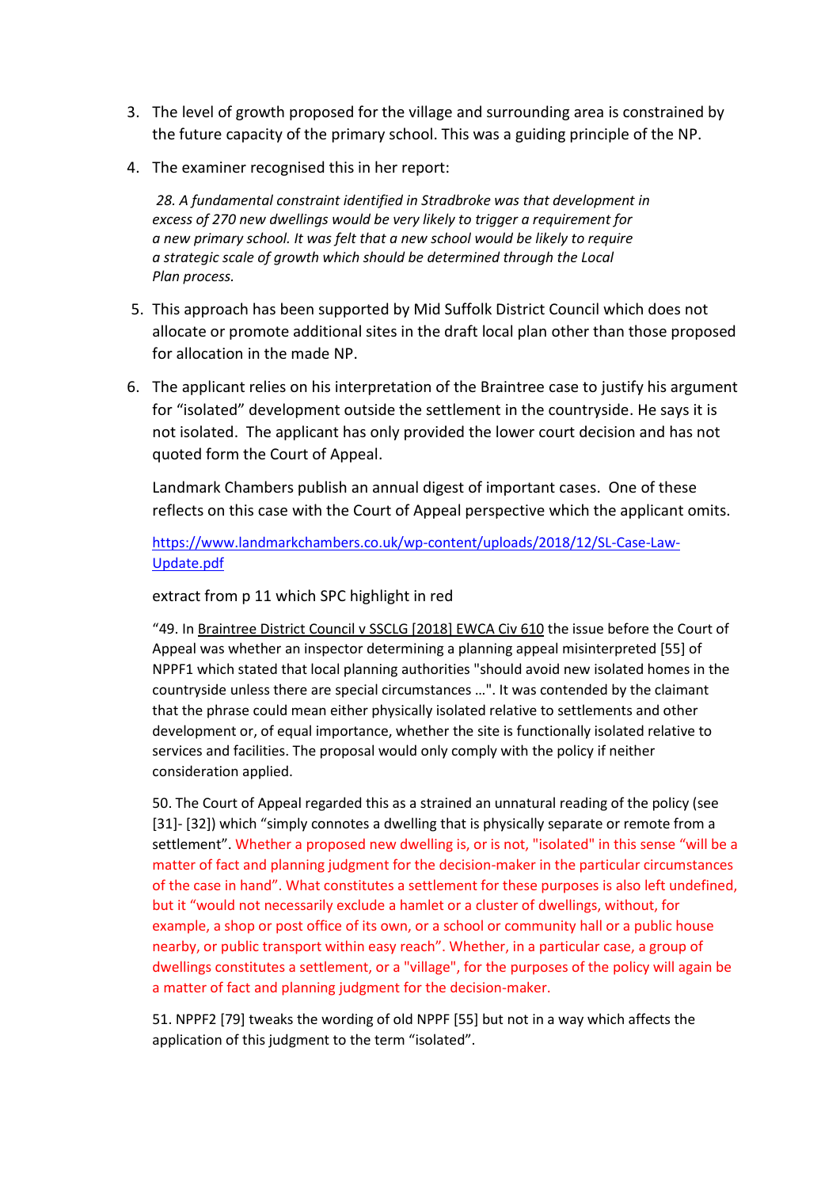3. The level of growth proposed for the village and surrounding area is constrained by the future capacity of the primary school. This was a guiding principle of the NP.

4. The examiner recognised this in her report:

   *28. A fundamental constraint identified in Stradbroke was that development in excess of 270 new dwellings would be very likely to trigger a requirement for a new primary school. It was felt that a new school would be likely to require a strategic scale of growth which should be determined through the Local Plan process.*

5. This approach has been supported by Mid Suffolk District Council which does not allocate or promote additional sites in the draft local plan other than those proposed for allocation in the made NP.

6. The applicant relies on his interpretation of the Braintree case to justify his argument for "isolated" development outside the settlement in the countryside. He says it is not isolated. The applicant has only provided the lower court decision and has not quoted form the Court of Appeal.

   Landmark Chambers publish an annual digest of important cases. One of these reflects on this case with the Court of Appeal perspective which the applicant omits.

   https://www.landmarkchambers.co.uk/wp-content/uploads/2018/12/SL-Case-Law-Update.pdf

   extract from p 11 which SPC highlight in red

   "49. In Braintree District Council v SSCLG [2018] EWCA Civ 610 the issue before the Court of Appeal was whether an inspector determining a planning appeal misinterpreted [55] of NPPF1 which stated that local planning authorities "should avoid new isolated homes in the countryside unless there are special circumstances …". It was contended by the claimant that the phrase could mean either physically isolated relative to settlements and other development or, of equal importance, whether the site is functionally isolated relative to services and facilities. The proposal would only comply with the policy if neither consideration applied.

   50. The Court of Appeal regarded this as a strained an unnatural reading of the policy (see [31]- [32]) which "simply connotes a dwelling that is physically separate or remote from a settlement". Whether a proposed new dwelling is, or is not, "isolated" in this sense "will be a matter of fact and planning judgment for the decision-maker in the particular circumstances of the case in hand". What constitutes a settlement for these purposes is also left undefined, but it "would not necessarily exclude a hamlet or a cluster of dwellings, without, for example, a shop or post office of its own, or a school or community hall or a public house nearby, or public transport within easy reach". Whether, in a particular case, a group of dwellings constitutes a settlement, or a "village", for the purposes of the policy will again be a matter of fact and planning judgment for the decision-maker.

   51. NPPF2 [79] tweaks the wording of old NPPF [55] but not in a way which affects the application of this judgment to the term "isolated".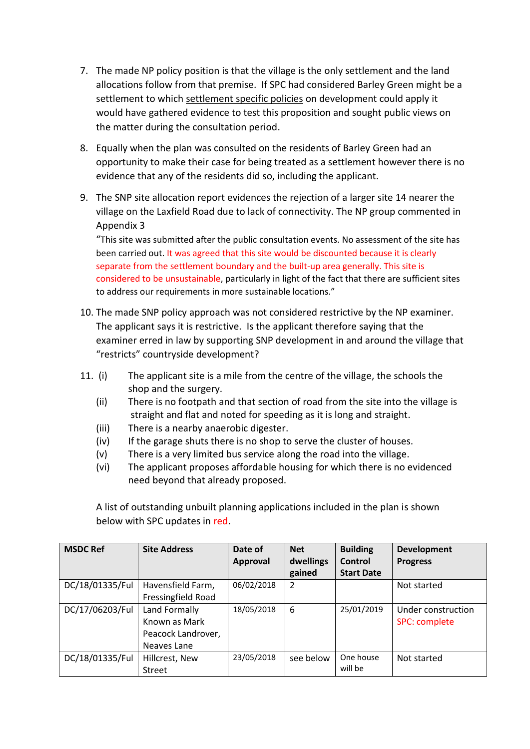7. The made NP policy position is that the village is the only settlement and the land allocations follow from that premise. If SPC had considered Barley Green might be a settlement to which settlement specific policies on development could apply it would have gathered evidence to test this proposition and sought public views on the matter during the consultation period.

8. Equally when the plan was consulted on the residents of Barley Green had an opportunity to make their case for being treated as a settlement however there is no evidence that any of the residents did so, including the applicant.

9. The SNP site allocation report evidences the rejection of a larger site 14 nearer the village on the Laxfield Road due to lack of connectivity. The NP group commented in Appendix 3

   "This site was submitted after the public consultation events. No assessment of the site has been carried out. It was agreed that this site would be discounted because it is clearly separate from the settlement boundary and the built-up area generally. This site is considered to be unsustainable, particularly in light of the fact that there are sufficient sites to address our requirements in more sustainable locations."

10. The made SNP policy approach was not considered restrictive by the NP examiner. The applicant says it is restrictive. Is the applicant therefore saying that the examiner erred in law by supporting SNP development in and around the village that "restricts" countryside development?

11. (i) The applicant site is a mile from the centre of the village, the schools the shop and the surgery.
    (ii) There is no footpath and that section of road from the site into the village is straight and flat and noted for speeding as it is long and straight.
    (iii) There is a nearby anaerobic digester.
    (iv) If the garage shuts there is no shop to serve the cluster of houses.
    (v) There is a very limited bus service along the road into the village.
    (vi) The applicant proposes affordable housing for which there is no evidenced need beyond that already proposed.

A list of outstanding unbuilt planning applications included in the plan is shown below with SPC updates in red.

| MSDC Ref | Site Address | Date of Approval | Net dwellings gained | Building Control Start Date | Development Progress |
|---|---|---|---|---|---|
| DC/18/01335/Ful | Havensfield Farm, Fressingfield Road | 06/02/2018 | 2 | | Not started |
| DC/17/06203/Ful | Land Formally Known as Mark Peacock Landrover, Neaves Lane | 18/05/2018 | 6 | 25/01/2019 | Under construction SPC: complete |
| DC/18/01335/Ful | Hillcrest, New Street | 23/05/2018 | see below | One house will be | Not started |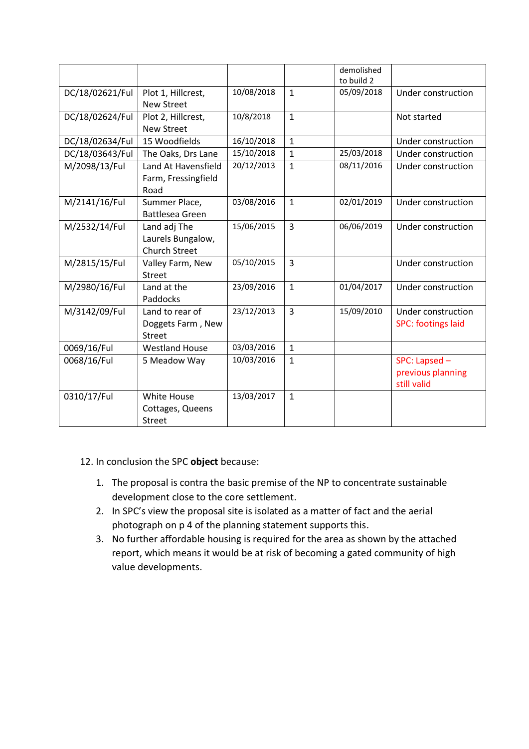| | | | | demolished to build 2 | |
|---|---|---|---|---|---|
| DC/18/02621/Ful | Plot 1, Hillcrest, New Street | 10/08/2018 | 1 | 05/09/2018 | Under construction |
| DC/18/02624/Ful | Plot 2, Hillcrest, New Street | 10/8/2018 | 1 | | Not started |
| DC/18/02634/Ful | 15 Woodfields | 16/10/2018 | 1 | | Under construction |
| DC/18/03643/Ful | The Oaks, Drs Lane | 15/10/2018 | 1 | 25/03/2018 | Under construction |
| M/2098/13/Ful | Land At Havensfield Farm, Fressingfield Road | 20/12/2013 | 1 | 08/11/2016 | Under construction |
| M/2141/16/Ful | Summer Place, Battlesea Green | 03/08/2016 | 1 | 02/01/2019 | Under construction |
| M/2532/14/Ful | Land adj The Laurels Bungalow, Church Street | 15/06/2015 | 3 | 06/06/2019 | Under construction |
| M/2815/15/Ful | Valley Farm, New Street | 05/10/2015 | 3 | | Under construction |
| M/2980/16/Ful | Land at the Paddocks | 23/09/2016 | 1 | 01/04/2017 | Under construction |
| M/3142/09/Ful | Land to rear of Doggets Farm , New Street | 23/12/2013 | 3 | 15/09/2010 | Under construction SPC: footings laid |
| 0069/16/Ful | Westland House | 03/03/2016 | 1 | | |
| 0068/16/Ful | 5 Meadow Way | 10/03/2016 | 1 | | SPC: Lapsed – previous planning still valid |
| 0310/17/Ful | White House Cottages, Queens Street | 13/03/2017 | 1 | | |

12. In conclusion the SPC **object** because:

1. The proposal is contra the basic premise of the NP to concentrate sustainable development close to the core settlement.
2. In SPC's view the proposal site is isolated as a matter of fact and the aerial photograph on p 4 of the planning statement supports this.
3. No further affordable housing is required for the area as shown by the attached report, which means it would be at risk of becoming a gated community of high value developments.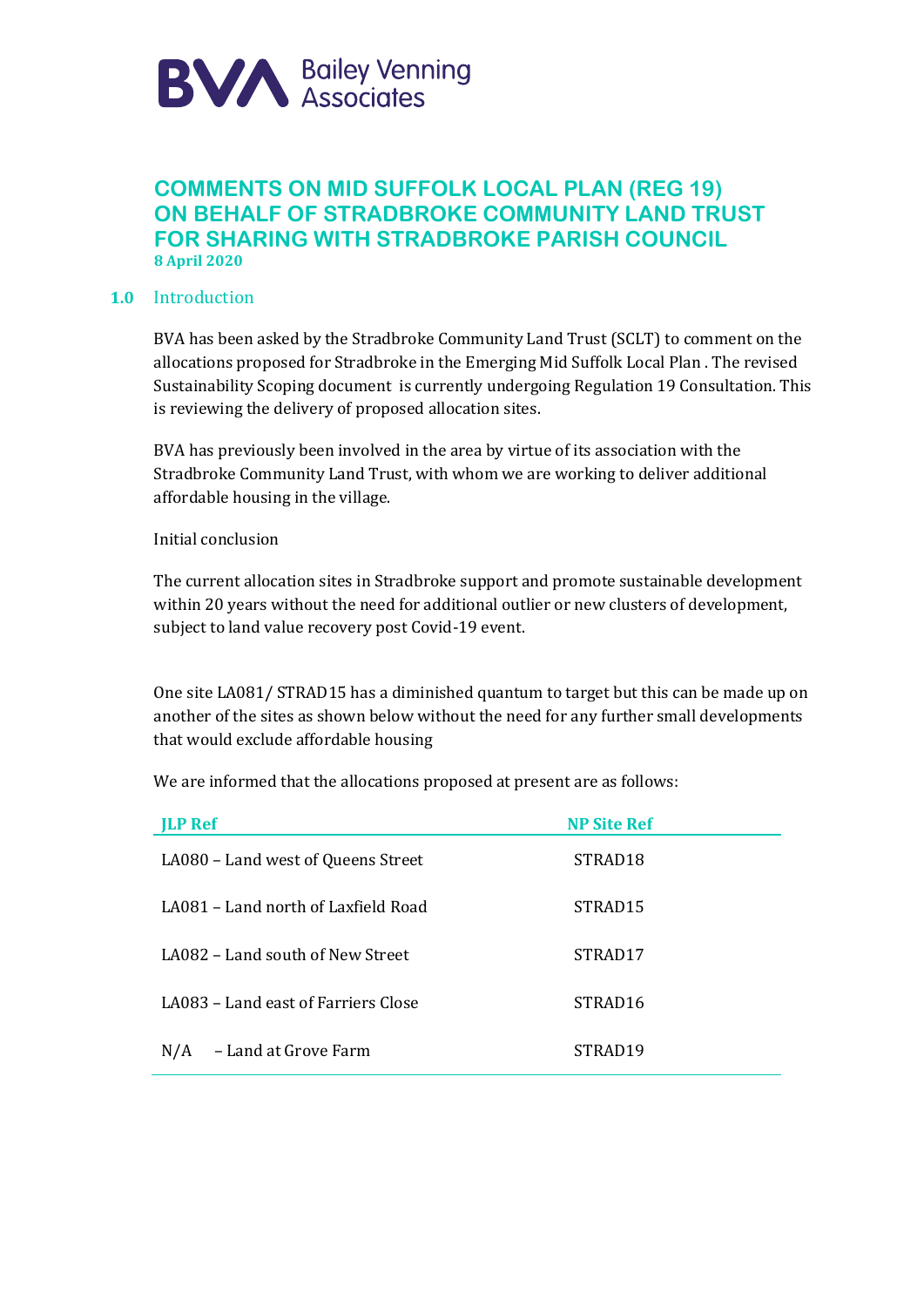BVA Bailey Venning Associates

# COMMENTS ON MID SUFFOLK LOCAL PLAN (REG 19) ON BEHALF OF STRADBROKE COMMUNITY LAND TRUST FOR SHARING WITH STRADBROKE PARISH COUNCIL

**8 April 2020**

## 1.0 Introduction

BVA has been asked by the Stradbroke Community Land Trust (SCLT) to comment on the allocations proposed for Stradbroke in the Emerging Mid Suffolk Local Plan . The revised Sustainability Scoping document is currently undergoing Regulation 19 Consultation. This is reviewing the delivery of proposed allocation sites.

BVA has previously been involved in the area by virtue of its association with the Stradbroke Community Land Trust, with whom we are working to deliver additional affordable housing in the village.

Initial conclusion

The current allocation sites in Stradbroke support and promote sustainable development within 20 years without the need for additional outlier or new clusters of development, subject to land value recovery post Covid-19 event.

One site LA081/ STRAD15 has a diminished quantum to target but this can be made up on another of the sites as shown below without the need for any further small developments that would exclude affordable housing

We are informed that the allocations proposed at present are as follows:

| JLP Ref | NP Site Ref |
|---|---|
| LA080 – Land west of Queens Street | STRAD18 |
| LA081 – Land north of Laxfield Road | STRAD15 |
| LA082 – Land south of New Street | STRAD17 |
| LA083 – Land east of Farriers Close | STRAD16 |
| N/A – Land at Grove Farm | STRAD19 |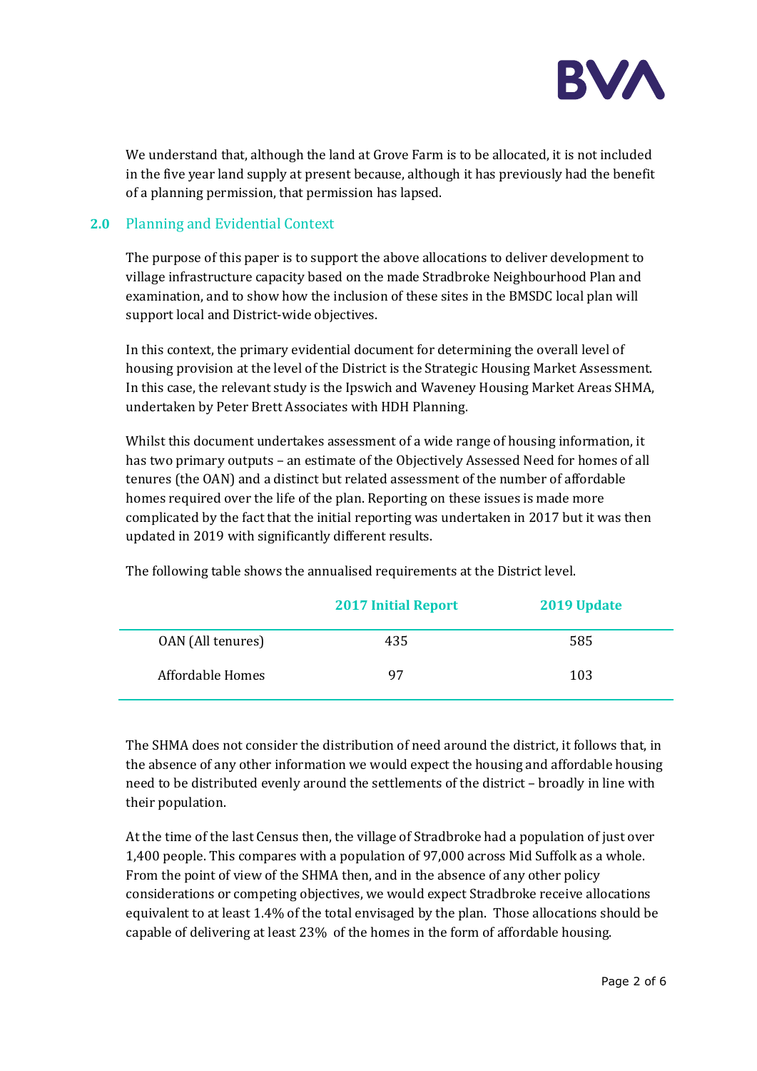We understand that, although the land at Grove Farm is to be allocated, it is not included in the five year land supply at present because, although it has previously had the benefit of a planning permission, that permission has lapsed.

## 2.0 Planning and Evidential Context

The purpose of this paper is to support the above allocations to deliver development to village infrastructure capacity based on the made Stradbroke Neighbourhood Plan and examination, and to show how the inclusion of these sites in the BMSDC local plan will support local and District-wide objectives.

In this context, the primary evidential document for determining the overall level of housing provision at the level of the District is the Strategic Housing Market Assessment. In this case, the relevant study is the Ipswich and Waveney Housing Market Areas SHMA, undertaken by Peter Brett Associates with HDH Planning.

Whilst this document undertakes assessment of a wide range of housing information, it has two primary outputs – an estimate of the Objectively Assessed Need for homes of all tenures (the OAN) and a distinct but related assessment of the number of affordable homes required over the life of the plan. Reporting on these issues is made more complicated by the fact that the initial reporting was undertaken in 2017 but it was then updated in 2019 with significantly different results.

The following table shows the annualised requirements at the District level.

| | 2017 Initial Report | 2019 Update |
|---|---|---|
| OAN (All tenures) | 435 | 585 |
| Affordable Homes | 97 | 103 |

The SHMA does not consider the distribution of need around the district, it follows that, in the absence of any other information we would expect the housing and affordable housing need to be distributed evenly around the settlements of the district – broadly in line with their population.

At the time of the last Census then, the village of Stradbroke had a population of just over 1,400 people. This compares with a population of 97,000 across Mid Suffolk as a whole. From the point of view of the SHMA then, and in the absence of any other policy considerations or competing objectives, we would expect Stradbroke receive allocations equivalent to at least 1.4% of the total envisaged by the plan. Those allocations should be capable of delivering at least 23% of the homes in the form of affordable housing.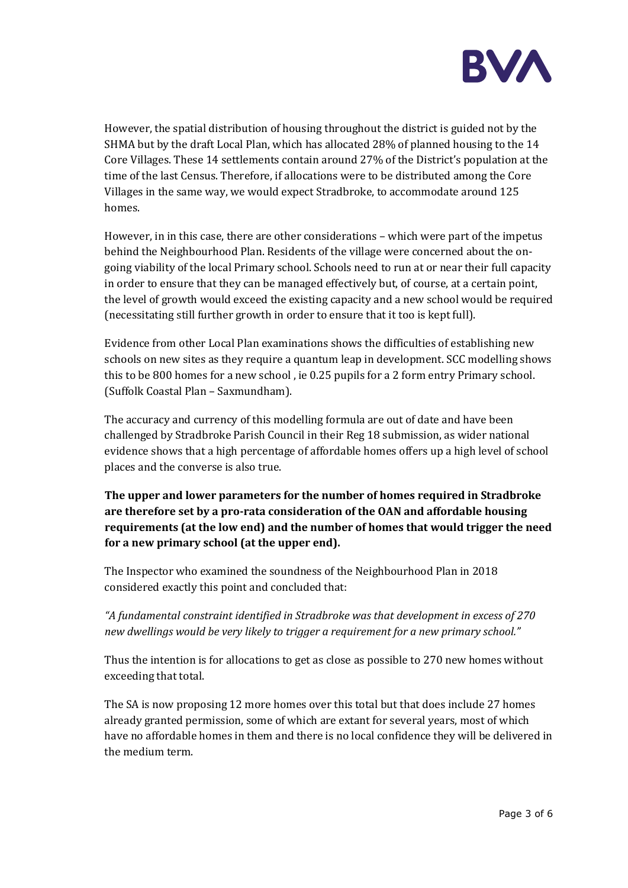However, the spatial distribution of housing throughout the district is guided not by the SHMA but by the draft Local Plan, which has allocated 28% of planned housing to the 14 Core Villages. These 14 settlements contain around 27% of the District's population at the time of the last Census. Therefore, if allocations were to be distributed among the Core Villages in the same way, we would expect Stradbroke, to accommodate around 125 homes.

However, in in this case, there are other considerations – which were part of the impetus behind the Neighbourhood Plan. Residents of the village were concerned about the on-going viability of the local Primary school. Schools need to run at or near their full capacity in order to ensure that they can be managed effectively but, of course, at a certain point, the level of growth would exceed the existing capacity and a new school would be required (necessitating still further growth in order to ensure that it too is kept full).

Evidence from other Local Plan examinations shows the difficulties of establishing new schools on new sites as they require a quantum leap in development. SCC modelling shows this to be 800 homes for a new school , ie 0.25 pupils for a 2 form entry Primary school. (Suffolk Coastal Plan – Saxmundham).

The accuracy and currency of this modelling formula are out of date and have been challenged by Stradbroke Parish Council in their Reg 18 submission, as wider national evidence shows that a high percentage of affordable homes offers up a high level of school places and the converse is also true.

**The upper and lower parameters for the number of homes required in Stradbroke are therefore set by a pro-rata consideration of the OAN and affordable housing requirements (at the low end) and the number of homes that would trigger the need for a new primary school (at the upper end).**

The Inspector who examined the soundness of the Neighbourhood Plan in 2018 considered exactly this point and concluded that:

*"A fundamental constraint identified in Stradbroke was that development in excess of 270 new dwellings would be very likely to trigger a requirement for a new primary school."*

Thus the intention is for allocations to get as close as possible to 270 new homes without exceeding that total.

The SA is now proposing 12 more homes over this total but that does include 27 homes already granted permission, some of which are extant for several years, most of which have no affordable homes in them and there is no local confidence they will be delivered in the medium term.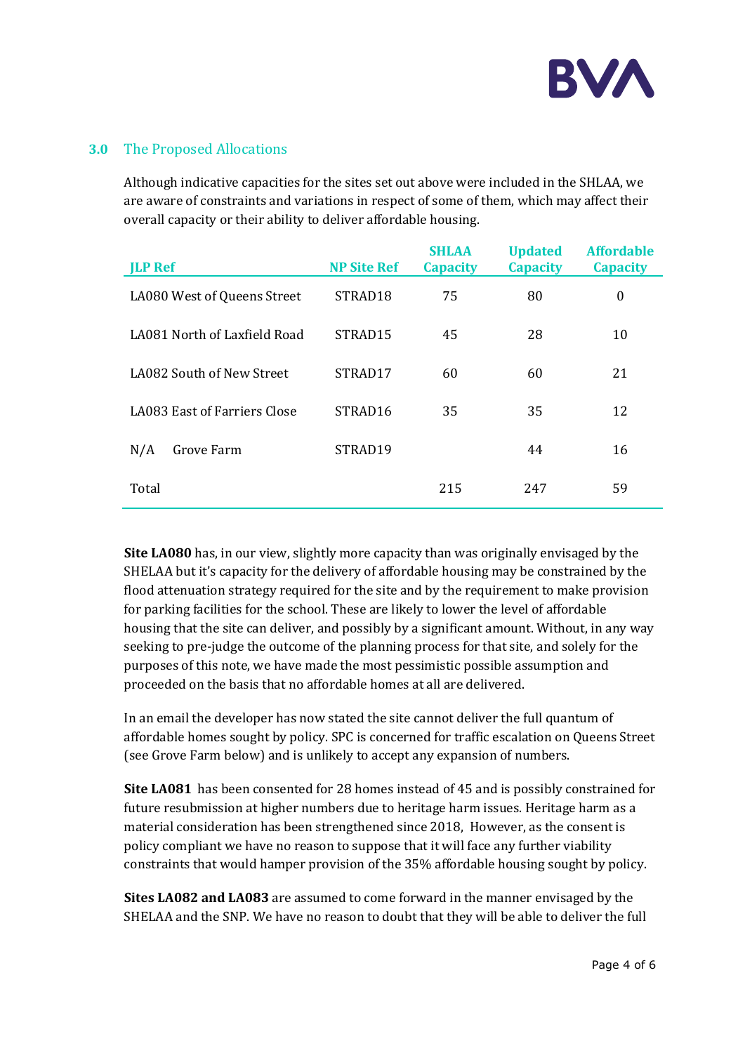## 3.0 The Proposed Allocations

Although indicative capacities for the sites set out above were included in the SHLAA, we are aware of constraints and variations in respect of some of them, which may affect their overall capacity or their ability to deliver affordable housing.

| JLP Ref | NP Site Ref | SHLAA Capacity | Updated Capacity | Affordable Capacity |
|---|---|---|---|---|
| LA080 West of Queens Street | STRAD18 | 75 | 80 | 0 |
| LA081 North of Laxfield Road | STRAD15 | 45 | 28 | 10 |
| LA082 South of New Street | STRAD17 | 60 | 60 | 21 |
| LA083 East of Farriers Close | STRAD16 | 35 | 35 | 12 |
| N/A Grove Farm | STRAD19 | | 44 | 16 |
| Total | | 215 | 247 | 59 |

**Site LA080** has, in our view, slightly more capacity than was originally envisaged by the SHELAA but it's capacity for the delivery of affordable housing may be constrained by the flood attenuation strategy required for the site and by the requirement to make provision for parking facilities for the school. These are likely to lower the level of affordable housing that the site can deliver, and possibly by a significant amount. Without, in any way seeking to pre-judge the outcome of the planning process for that site, and solely for the purposes of this note, we have made the most pessimistic possible assumption and proceeded on the basis that no affordable homes at all are delivered.

In an email the developer has now stated the site cannot deliver the full quantum of affordable homes sought by policy. SPC is concerned for traffic escalation on Queens Street (see Grove Farm below) and is unlikely to accept any expansion of numbers.

**Site LA081** has been consented for 28 homes instead of 45 and is possibly constrained for future resubmission at higher numbers due to heritage harm issues. Heritage harm as a material consideration has been strengthened since 2018, However, as the consent is policy compliant we have no reason to suppose that it will face any further viability constraints that would hamper provision of the 35% affordable housing sought by policy.

**Sites LA082 and LA083** are assumed to come forward in the manner envisaged by the SHELAA and the SNP. We have no reason to doubt that they will be able to deliver the full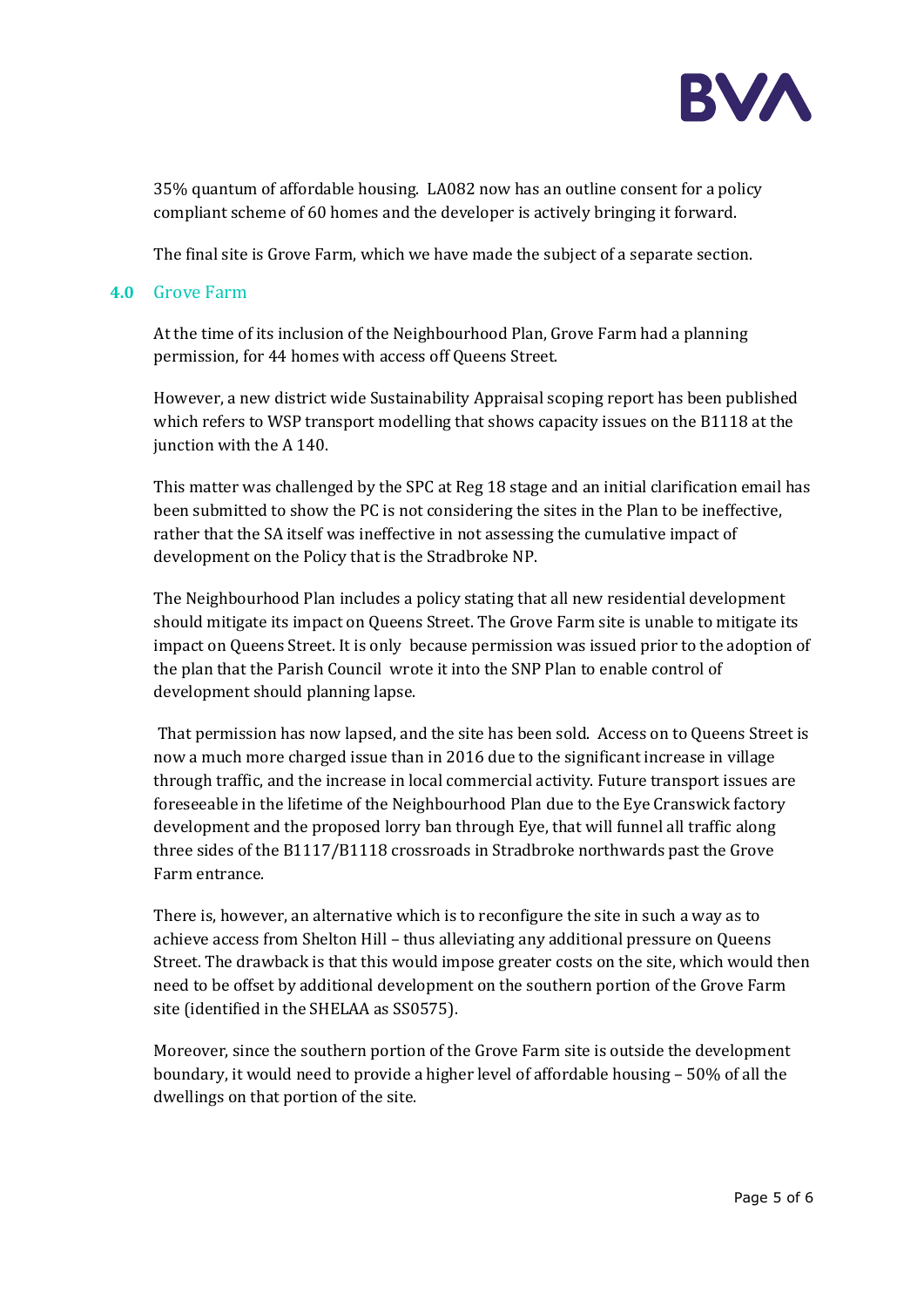35% quantum of affordable housing. LA082 now has an outline consent for a policy compliant scheme of 60 homes and the developer is actively bringing it forward.

The final site is Grove Farm, which we have made the subject of a separate section.

## 4.0 Grove Farm

At the time of its inclusion of the Neighbourhood Plan, Grove Farm had a planning permission, for 44 homes with access off Queens Street.

However, a new district wide Sustainability Appraisal scoping report has been published which refers to WSP transport modelling that shows capacity issues on the B1118 at the junction with the A 140.

This matter was challenged by the SPC at Reg 18 stage and an initial clarification email has been submitted to show the PC is not considering the sites in the Plan to be ineffective, rather that the SA itself was ineffective in not assessing the cumulative impact of development on the Policy that is the Stradbroke NP.

The Neighbourhood Plan includes a policy stating that all new residential development should mitigate its impact on Queens Street. The Grove Farm site is unable to mitigate its impact on Queens Street. It is only because permission was issued prior to the adoption of the plan that the Parish Council wrote it into the SNP Plan to enable control of development should planning lapse.

That permission has now lapsed, and the site has been sold. Access on to Queens Street is now a much more charged issue than in 2016 due to the significant increase in village through traffic, and the increase in local commercial activity. Future transport issues are foreseeable in the lifetime of the Neighbourhood Plan due to the Eye Cranswick factory development and the proposed lorry ban through Eye, that will funnel all traffic along three sides of the B1117/B1118 crossroads in Stradbroke northwards past the Grove Farm entrance.

There is, however, an alternative which is to reconfigure the site in such a way as to achieve access from Shelton Hill – thus alleviating any additional pressure on Queens Street. The drawback is that this would impose greater costs on the site, which would then need to be offset by additional development on the southern portion of the Grove Farm site (identified in the SHELAA as SS0575).

Moreover, since the southern portion of the Grove Farm site is outside the development boundary, it would need to provide a higher level of affordable housing – 50% of all the dwellings on that portion of the site.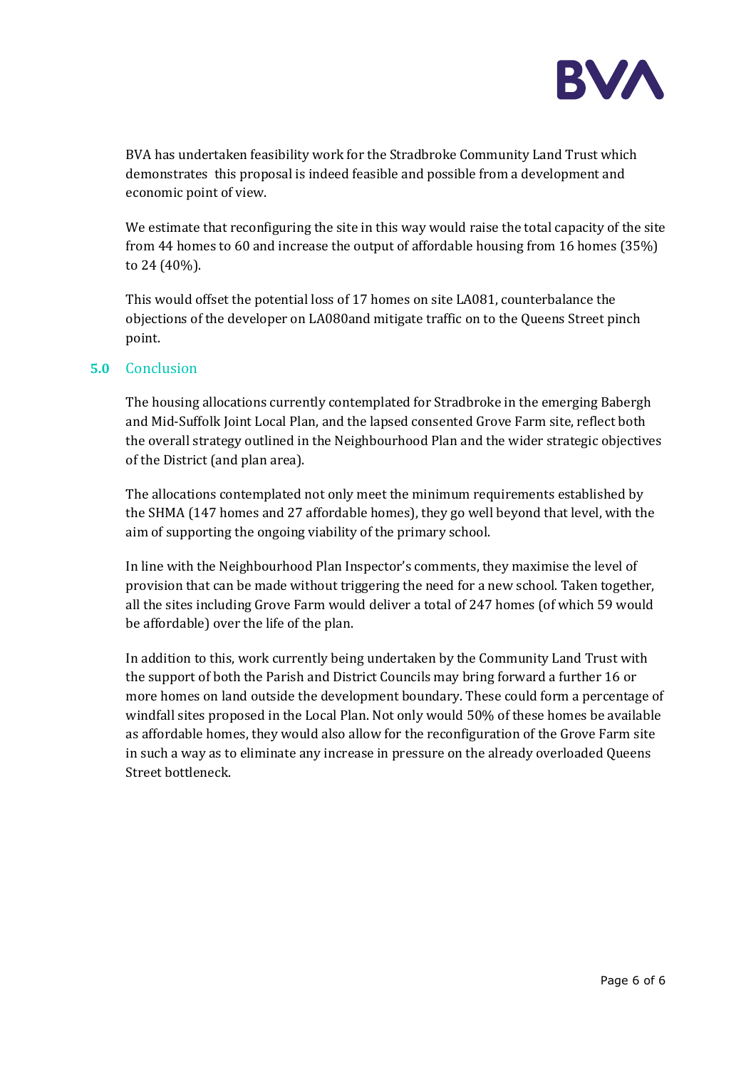BVA has undertaken feasibility work for the Stradbroke Community Land Trust which demonstrates  this proposal is indeed feasible and possible from a development and economic point of view.

We estimate that reconfiguring the site in this way would raise the total capacity of the site from 44 homes to 60 and increase the output of affordable housing from 16 homes (35%) to 24 (40%).

This would offset the potential loss of 17 homes on site LA081, counterbalance the objections of the developer on LA080and mitigate traffic on to the Queens Street pinch point.

## 5.0 Conclusion

The housing allocations currently contemplated for Stradbroke in the emerging Babergh and Mid-Suffolk Joint Local Plan, and the lapsed consented Grove Farm site, reflect both the overall strategy outlined in the Neighbourhood Plan and the wider strategic objectives of the District (and plan area).

The allocations contemplated not only meet the minimum requirements established by the SHMA (147 homes and 27 affordable homes), they go well beyond that level, with the aim of supporting the ongoing viability of the primary school.

In line with the Neighbourhood Plan Inspector's comments, they maximise the level of provision that can be made without triggering the need for a new school. Taken together, all the sites including Grove Farm would deliver a total of 247 homes (of which 59 would be affordable) over the life of the plan.

In addition to this, work currently being undertaken by the Community Land Trust with the support of both the Parish and District Councils may bring forward a further 16 or more homes on land outside the development boundary. These could form a percentage of windfall sites proposed in the Local Plan. Not only would 50% of these homes be available as affordable homes, they would also allow for the reconfiguration of the Grove Farm site in such a way as to eliminate any increase in pressure on the already overloaded Queens Street bottleneck.